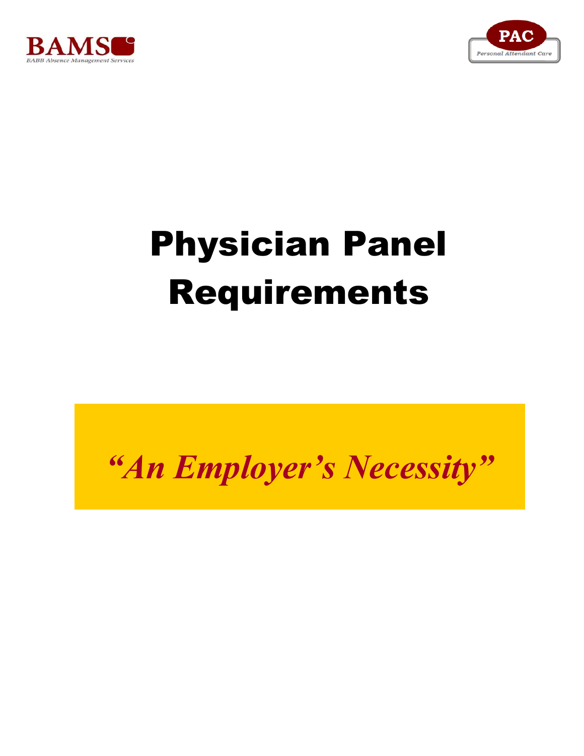BAMS
BABB Absence Management Services

PAC
Personal Attendant Care

# Physician Panel Requirements

*"An Employer's Necessity"*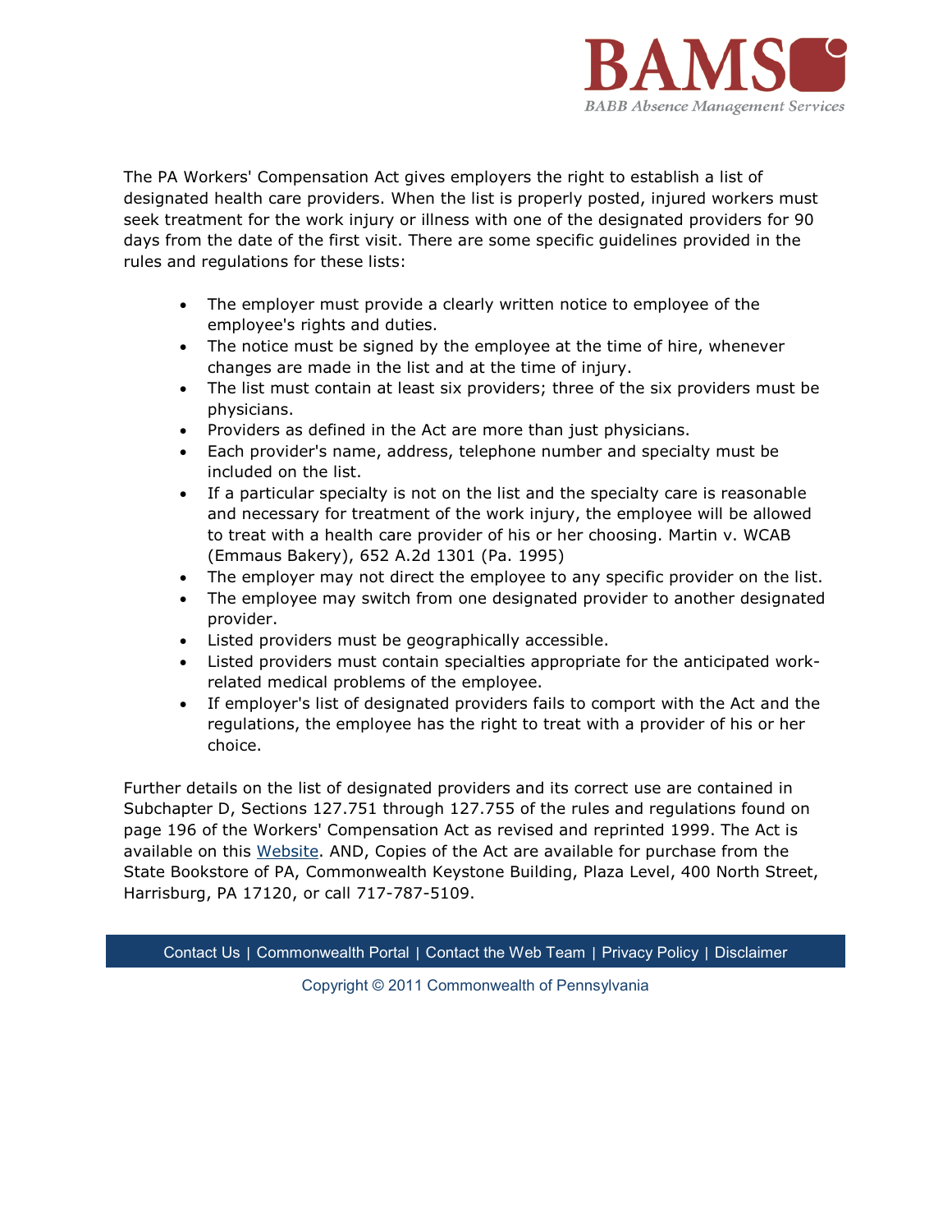The PA Workers' Compensation Act gives employers the right to establish a list of designated health care providers. When the list is properly posted, injured workers must seek treatment for the work injury or illness with one of the designated providers for 90 days from the date of the first visit. There are some specific guidelines provided in the rules and regulations for these lists:

- The employer must provide a clearly written notice to employee of the employee's rights and duties.
- The notice must be signed by the employee at the time of hire, whenever changes are made in the list and at the time of injury.
- The list must contain at least six providers; three of the six providers must be physicians.
- Providers as defined in the Act are more than just physicians.
- Each provider's name, address, telephone number and specialty must be included on the list.
- If a particular specialty is not on the list and the specialty care is reasonable and necessary for treatment of the work injury, the employee will be allowed to treat with a health care provider of his or her choosing. Martin v. WCAB (Emmaus Bakery), 652 A.2d 1301 (Pa. 1995)
- The employer may not direct the employee to any specific provider on the list.
- The employee may switch from one designated provider to another designated provider.
- Listed providers must be geographically accessible.
- Listed providers must contain specialties appropriate for the anticipated work-related medical problems of the employee.
- If employer's list of designated providers fails to comport with the Act and the regulations, the employee has the right to treat with a provider of his or her choice.

Further details on the list of designated providers and its correct use are contained in Subchapter D, Sections 127.751 through 127.755 of the rules and regulations found on page 196 of the Workers' Compensation Act as revised and reprinted 1999. The Act is available on this Website. AND, Copies of the Act are available for purchase from the State Bookstore of PA, Commonwealth Keystone Building, Plaza Level, 400 North Street, Harrisburg, PA 17120, or call 717-787-5109.

Contact Us | Commonwealth Portal | Contact the Web Team | Privacy Policy | Disclaimer

Copyright © 2011 Commonwealth of Pennsylvania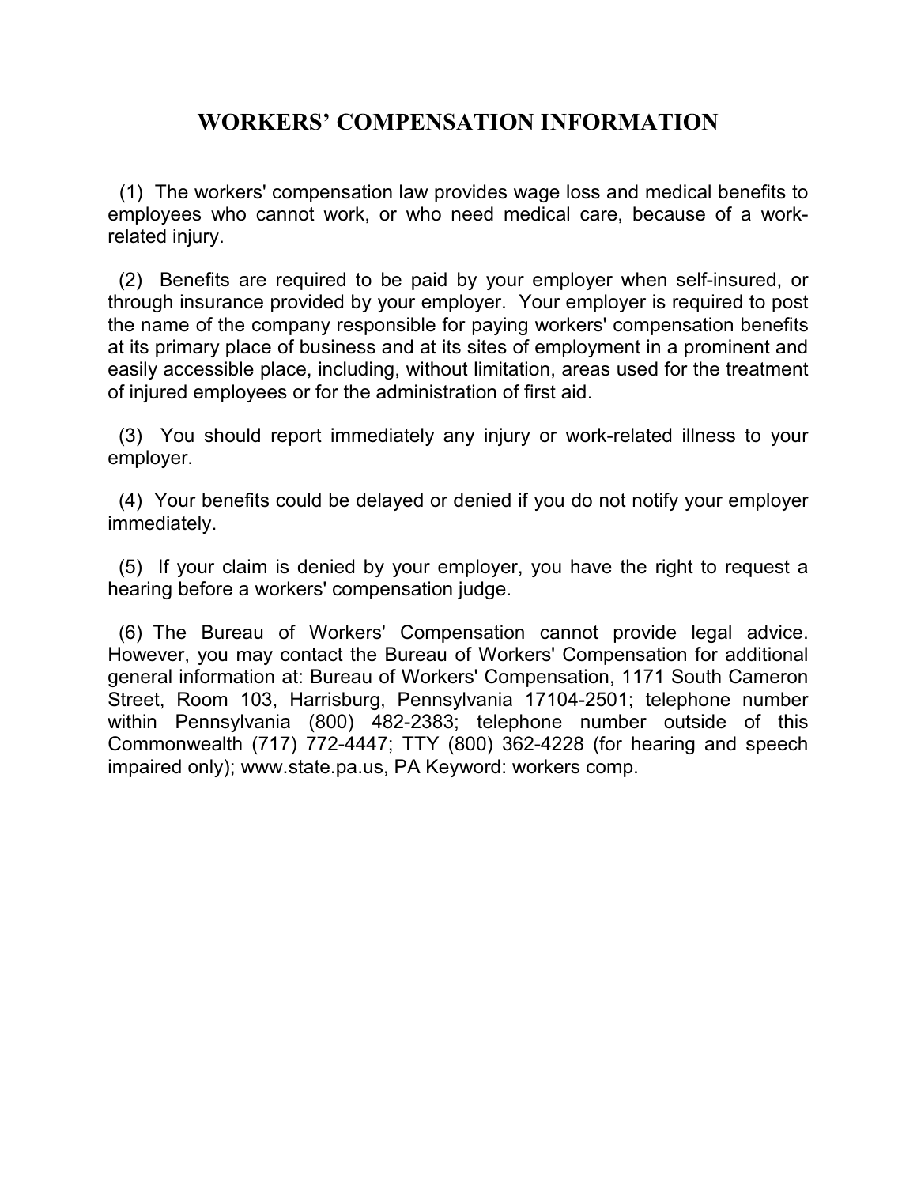# WORKERS' COMPENSATION INFORMATION

(1) The workers' compensation law provides wage loss and medical benefits to employees who cannot work, or who need medical care, because of a work-related injury.

(2) Benefits are required to be paid by your employer when self-insured, or through insurance provided by your employer. Your employer is required to post the name of the company responsible for paying workers' compensation benefits at its primary place of business and at its sites of employment in a prominent and easily accessible place, including, without limitation, areas used for the treatment of injured employees or for the administration of first aid.

(3) You should report immediately any injury or work-related illness to your employer.

(4) Your benefits could be delayed or denied if you do not notify your employer immediately.

(5) If your claim is denied by your employer, you have the right to request a hearing before a workers' compensation judge.

(6) The Bureau of Workers' Compensation cannot provide legal advice. However, you may contact the Bureau of Workers' Compensation for additional general information at: Bureau of Workers' Compensation, 1171 South Cameron Street, Room 103, Harrisburg, Pennsylvania 17104-2501; telephone number within Pennsylvania (800) 482-2383; telephone number outside of this Commonwealth (717) 772-4447; TTY (800) 362-4228 (for hearing and speech impaired only); www.state.pa.us, PA Keyword: workers comp.